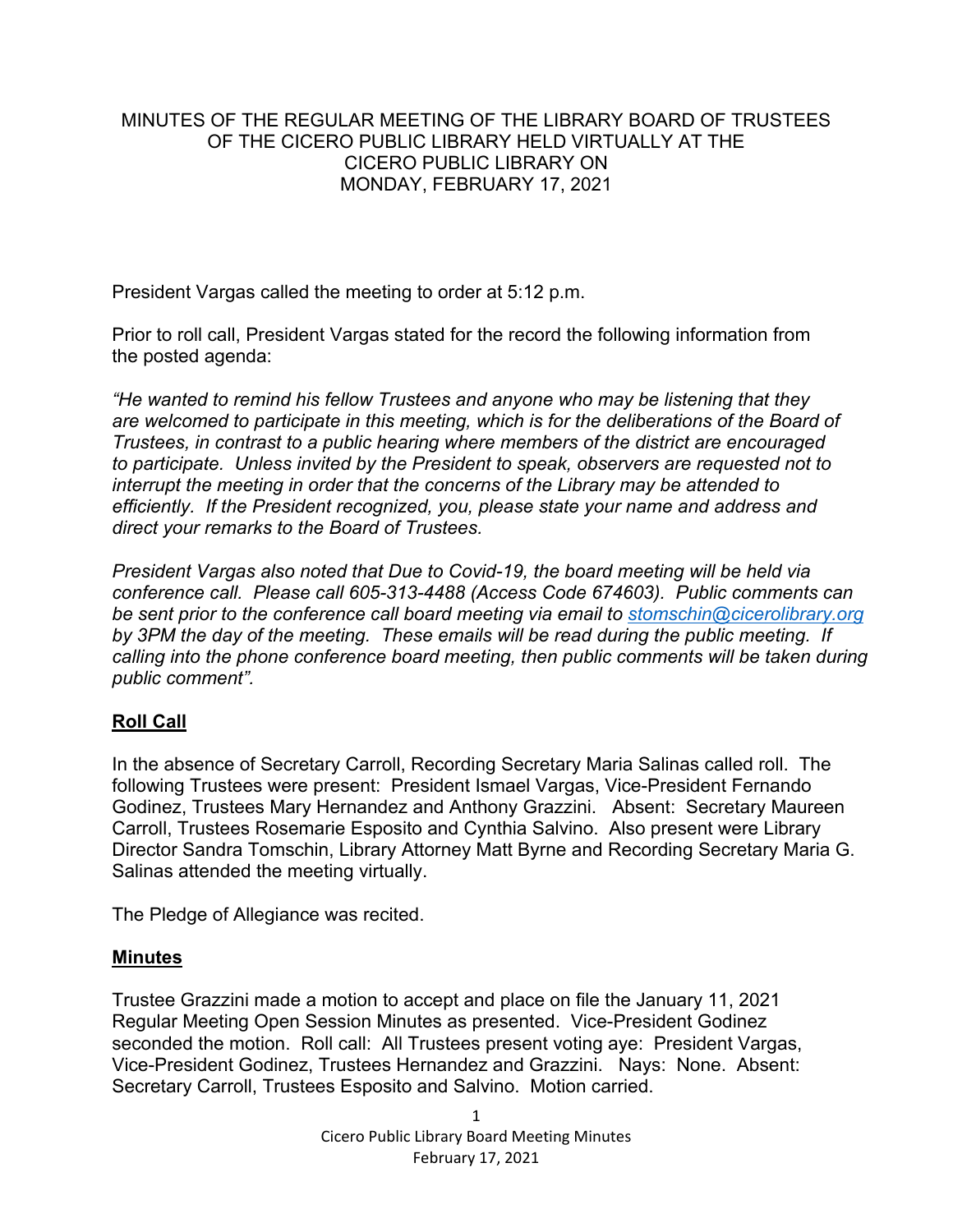MINUTES OF THE REGULAR MEETING OF THE LIBRARY BOARD OF TRUSTEES OF THE CICERO PUBLIC LIBRARY HELD VIRTUALLY AT THE CICERO PUBLIC LIBRARY ON MONDAY, FEBRUARY 17, 2021

President Vargas called the meeting to order at 5:12 p.m.

Prior to roll call, President Vargas stated for the record the following information from the posted agenda:

*"He wanted to remind his fellow Trustees and anyone who may be listening that they are welcomed to participate in this meeting, which is for the deliberations of the Board of Trustees, in contrast to a public hearing where members of the district are encouraged to participate. Unless invited by the President to speak, observers are requested not to interrupt the meeting in order that the concerns of the Library may be attended to efficiently. If the President recognized, you, please state your name and address and direct your remarks to the Board of Trustees.*

*President Vargas also noted that Due to Covid-19, the board meeting will be held via conference call. Please call 605-313-4488 (Access Code 674603). Public comments can be sent prior to the conference call board meeting via email to stomschin@cicerolibrary.org by 3PM the day of the meeting. These emails will be read during the public meeting. If calling into the phone conference board meeting, then public comments will be taken during public comment".*

## Roll Call

In the absence of Secretary Carroll, Recording Secretary Maria Salinas called roll. The following Trustees were present: President Ismael Vargas, Vice-President Fernando Godinez, Trustees Mary Hernandez and Anthony Grazzini. Absent: Secretary Maureen Carroll, Trustees Rosemarie Esposito and Cynthia Salvino. Also present were Library Director Sandra Tomschin, Library Attorney Matt Byrne and Recording Secretary Maria G. Salinas attended the meeting virtually.

The Pledge of Allegiance was recited.

## Minutes

Trustee Grazzini made a motion to accept and place on file the January 11, 2021 Regular Meeting Open Session Minutes as presented. Vice-President Godinez seconded the motion. Roll call: All Trustees present voting aye: President Vargas, Vice-President Godinez, Trustees Hernandez and Grazzini. Nays: None. Absent: Secretary Carroll, Trustees Esposito and Salvino. Motion carried.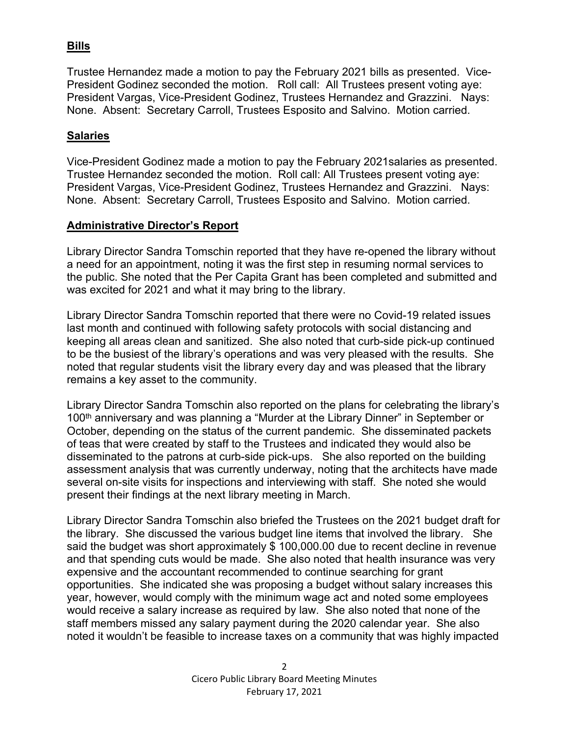## Bills

Trustee Hernandez made a motion to pay the February 2021 bills as presented. Vice-President Godinez seconded the motion. Roll call: All Trustees present voting aye: President Vargas, Vice-President Godinez, Trustees Hernandez and Grazzini. Nays: None. Absent: Secretary Carroll, Trustees Esposito and Salvino. Motion carried.

## Salaries

Vice-President Godinez made a motion to pay the February 2021salaries as presented. Trustee Hernandez seconded the motion. Roll call: All Trustees present voting aye: President Vargas, Vice-President Godinez, Trustees Hernandez and Grazzini. Nays: None. Absent: Secretary Carroll, Trustees Esposito and Salvino. Motion carried.

## Administrative Director's Report

Library Director Sandra Tomschin reported that they have re-opened the library without a need for an appointment, noting it was the first step in resuming normal services to the public. She noted that the Per Capita Grant has been completed and submitted and was excited for 2021 and what it may bring to the library.

Library Director Sandra Tomschin reported that there were no Covid-19 related issues last month and continued with following safety protocols with social distancing and keeping all areas clean and sanitized. She also noted that curb-side pick-up continued to be the busiest of the library's operations and was very pleased with the results. She noted that regular students visit the library every day and was pleased that the library remains a key asset to the community.

Library Director Sandra Tomschin also reported on the plans for celebrating the library's 100th anniversary and was planning a "Murder at the Library Dinner" in September or October, depending on the status of the current pandemic. She disseminated packets of teas that were created by staff to the Trustees and indicated they would also be disseminated to the patrons at curb-side pick-ups. She also reported on the building assessment analysis that was currently underway, noting that the architects have made several on-site visits for inspections and interviewing with staff. She noted she would present their findings at the next library meeting in March.

Library Director Sandra Tomschin also briefed the Trustees on the 2021 budget draft for the library. She discussed the various budget line items that involved the library. She said the budget was short approximately $ 100,000.00 due to recent decline in revenue and that spending cuts would be made. She also noted that health insurance was very expensive and the accountant recommended to continue searching for grant opportunities. She indicated she was proposing a budget without salary increases this year, however, would comply with the minimum wage act and noted some employees would receive a salary increase as required by law. She also noted that none of the staff members missed any salary payment during the 2020 calendar year. She also noted it wouldn't be feasible to increase taxes on a community that was highly impacted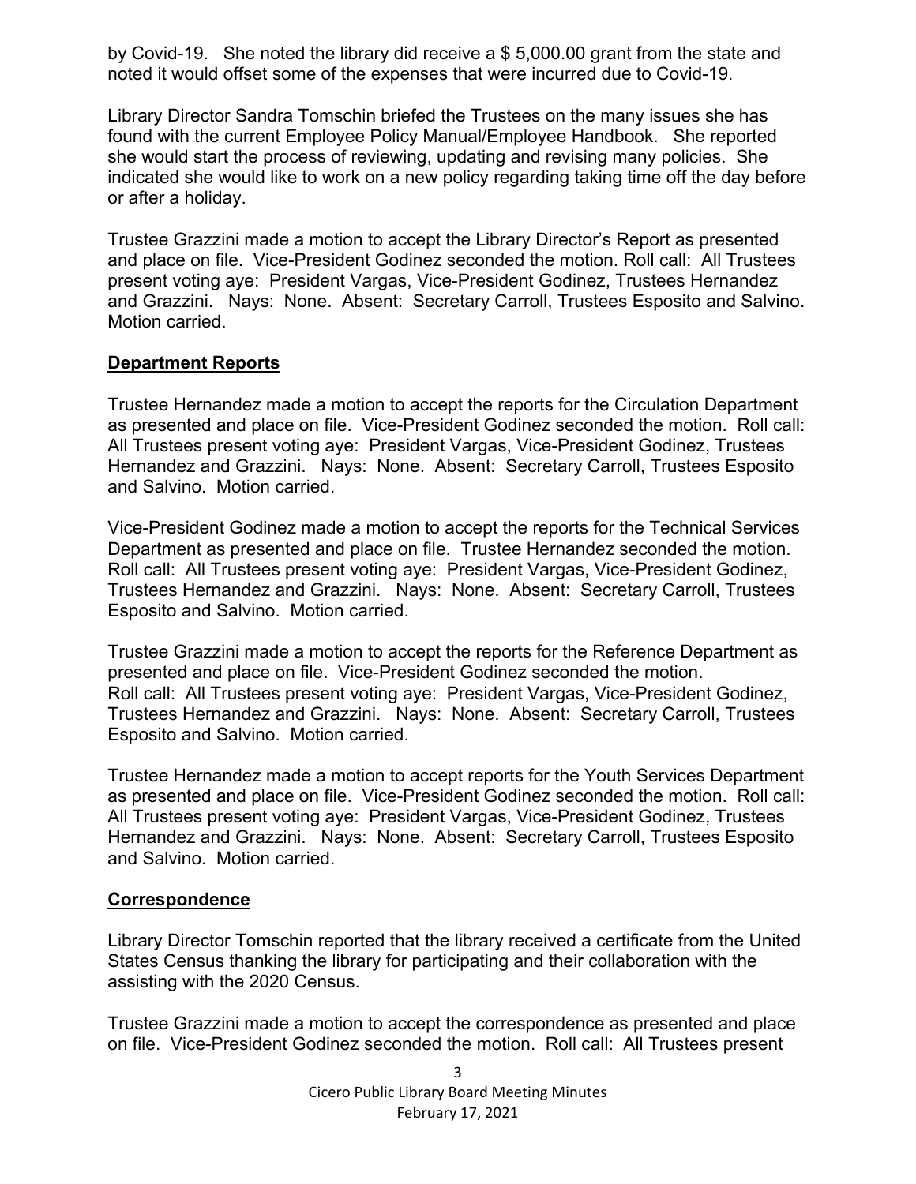by Covid-19. She noted the library did receive a $ 5,000.00 grant from the state and noted it would offset some of the expenses that were incurred due to Covid-19.

Library Director Sandra Tomschin briefed the Trustees on the many issues she has found with the current Employee Policy Manual/Employee Handbook. She reported she would start the process of reviewing, updating and revising many policies. She indicated she would like to work on a new policy regarding taking time off the day before or after a holiday.

Trustee Grazzini made a motion to accept the Library Director's Report as presented and place on file. Vice-President Godinez seconded the motion. Roll call: All Trustees present voting aye: President Vargas, Vice-President Godinez, Trustees Hernandez and Grazzini. Nays: None. Absent: Secretary Carroll, Trustees Esposito and Salvino. Motion carried.

## Department Reports

Trustee Hernandez made a motion to accept the reports for the Circulation Department as presented and place on file. Vice-President Godinez seconded the motion. Roll call: All Trustees present voting aye: President Vargas, Vice-President Godinez, Trustees Hernandez and Grazzini. Nays: None. Absent: Secretary Carroll, Trustees Esposito and Salvino. Motion carried.

Vice-President Godinez made a motion to accept the reports for the Technical Services Department as presented and place on file. Trustee Hernandez seconded the motion. Roll call: All Trustees present voting aye: President Vargas, Vice-President Godinez, Trustees Hernandez and Grazzini. Nays: None. Absent: Secretary Carroll, Trustees Esposito and Salvino. Motion carried.

Trustee Grazzini made a motion to accept the reports for the Reference Department as presented and place on file. Vice-President Godinez seconded the motion. Roll call: All Trustees present voting aye: President Vargas, Vice-President Godinez, Trustees Hernandez and Grazzini. Nays: None. Absent: Secretary Carroll, Trustees Esposito and Salvino. Motion carried.

Trustee Hernandez made a motion to accept reports for the Youth Services Department as presented and place on file. Vice-President Godinez seconded the motion. Roll call: All Trustees present voting aye: President Vargas, Vice-President Godinez, Trustees Hernandez and Grazzini. Nays: None. Absent: Secretary Carroll, Trustees Esposito and Salvino. Motion carried.

## Correspondence

Library Director Tomschin reported that the library received a certificate from the United States Census thanking the library for participating and their collaboration with the assisting with the 2020 Census.

Trustee Grazzini made a motion to accept the correspondence as presented and place on file. Vice-President Godinez seconded the motion. Roll call: All Trustees present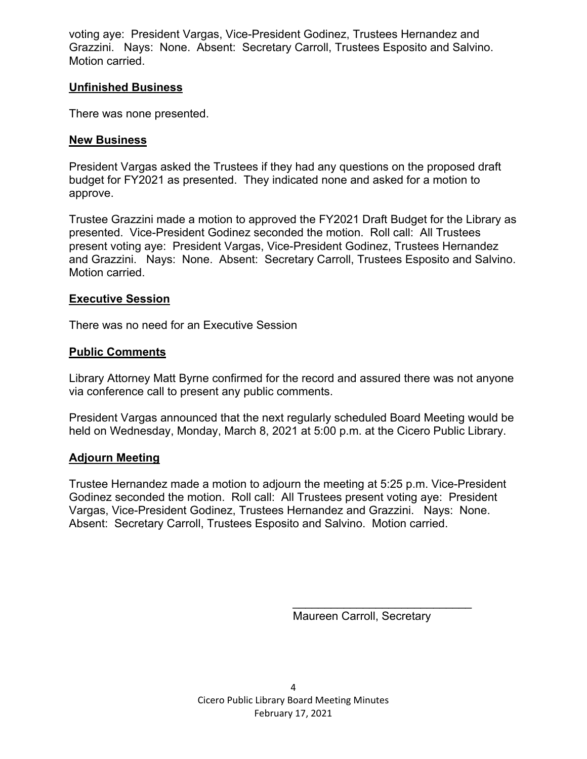voting aye: President Vargas, Vice-President Godinez, Trustees Hernandez and Grazzini. Nays: None. Absent: Secretary Carroll, Trustees Esposito and Salvino. Motion carried.

## Unfinished Business

There was none presented.

## New Business

President Vargas asked the Trustees if they had any questions on the proposed draft budget for FY2021 as presented. They indicated none and asked for a motion to approve.

Trustee Grazzini made a motion to approved the FY2021 Draft Budget for the Library as presented. Vice-President Godinez seconded the motion. Roll call: All Trustees present voting aye: President Vargas, Vice-President Godinez, Trustees Hernandez and Grazzini. Nays: None. Absent: Secretary Carroll, Trustees Esposito and Salvino. Motion carried.

## Executive Session

There was no need for an Executive Session

## Public Comments

Library Attorney Matt Byrne confirmed for the record and assured there was not anyone via conference call to present any public comments.

President Vargas announced that the next regularly scheduled Board Meeting would be held on Wednesday, Monday, March 8, 2021 at 5:00 p.m. at the Cicero Public Library.

## Adjourn Meeting

Trustee Hernandez made a motion to adjourn the meeting at 5:25 p.m. Vice-President Godinez seconded the motion. Roll call: All Trustees present voting aye: President Vargas, Vice-President Godinez, Trustees Hernandez and Grazzini. Nays: None. Absent: Secretary Carroll, Trustees Esposito and Salvino. Motion carried.

_____________________________

Maureen Carroll, Secretary